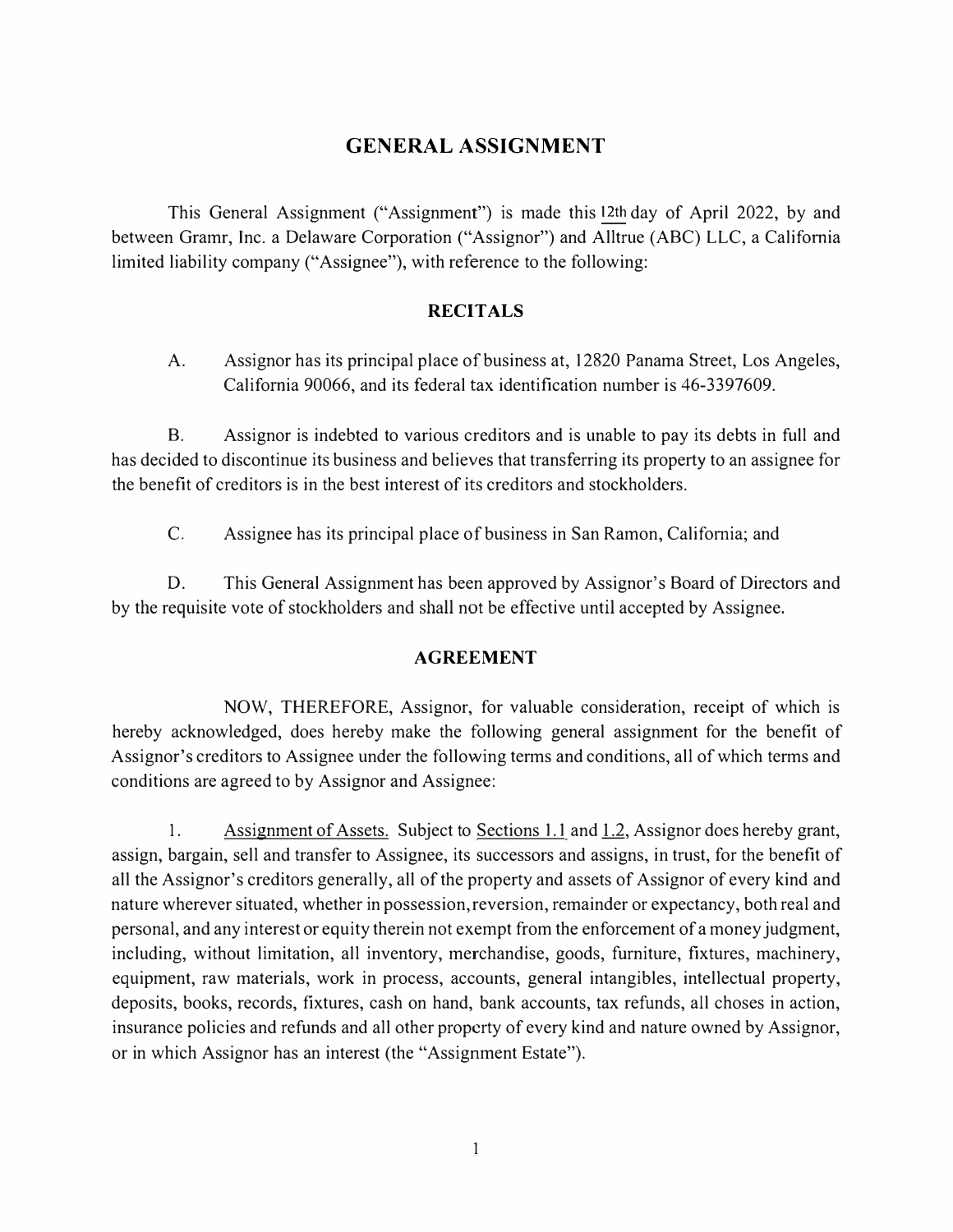# GENERAL ASSIGNMENT

This General Assignment ("Assignment") is made this 12th day of April 2022, by and between Gramr, Inc. a Delaware Corporation ("Assignor") and Alltrue (ABC) LLC, a California limited liability company ("Assignee"), with reference to the following:

## RECITALS

A. Assignor has its principal place of business at, 12820 Panama Street, Los Angeles, California 90066, and its federal tax identification number is 46-3397609.

B. Assignor is indebted to various creditors and is unable to pay its debts in full and has decided to discontinue its business and believes that transferring its property to an assignee for the benefit of creditors is in the best interest of its creditors and stockholders.

C. Assignee has its principal place of business in San Ramon, California; and

D. This General Assignment has been approved by Assignor's Board of Directors and by the requisite vote of stockholders and shall not be effective until accepted by Assignee.

## AGREEMENT

NOW, THEREFORE, Assignor, for valuable consideration, receipt of which is hereby acknowledged, does hereby make the following general assignment for the benefit of Assignor's creditors to Assignee under the following terms and conditions, all of which terms and conditions are agreed to by Assignor and Assignee:

1. Assignment of Assets. Subject to Sections 1.1 and 1.2, Assignor does hereby grant, assign, bargain, sell and transfer to Assignee, its successors and assigns, in trust, for the benefit of all the Assignor's creditors generally, all of the property and assets of Assignor of every kind and nature wherever situated, whether in possession, reversion, remainder or expectancy, both real and personal, and any interest or equity therein not exempt from the enforcement of a money judgment, including, without limitation, all inventory, merchandise, goods, furniture, fixtures, machinery, equipment, raw materials, work in process, accounts, general intangibles, intellectual property, deposits, books, records, fixtures, cash on hand, bank accounts, tax refunds, all choses in action, insurance policies and refunds and all other property of every kind and nature owned by Assignor, or in which Assignor has an interest (the "Assignment Estate").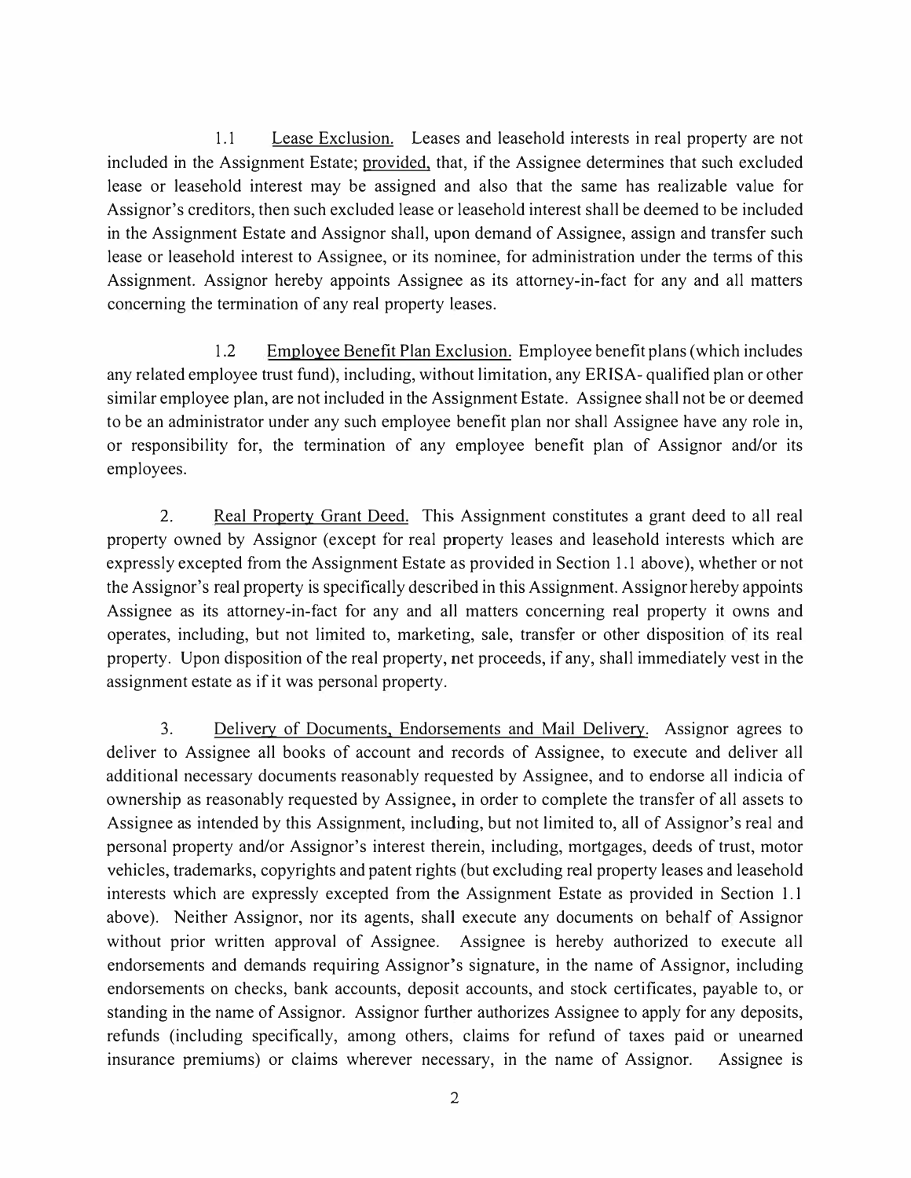1.1 Lease Exclusion. Leases and leasehold interests in real property are not included in the Assignment Estate; provided, that, if the Assignee determines that such excluded lease or leasehold interest may be assigned and also that the same has realizable value for Assignor's creditors, then such excluded lease or leasehold interest shall be deemed to be included in the Assignment Estate and Assignor shall, upon demand of Assignee, assign and transfer such lease or leasehold interest to Assignee, or its nominee, for administration under the terms of this Assignment. Assignor hereby appoints Assignee as its attorney-in-fact for any and all matters concerning the termination of any real property leases.

1.2 Employee Benefit Plan Exclusion. Employee benefit plans (which includes any related employee trust fund), including, without limitation, any ERISA- qualified plan or other similar employee plan, are not included in the Assignment Estate. Assignee shall not be or deemed to be an administrator under any such employee benefit plan nor shall Assignee have any role in, or responsibility for, the termination of any employee benefit plan of Assignor and/or its employees.

2. Real Property Grant Deed. This Assignment constitutes a grant deed to all real property owned by Assignor (except for real property leases and leasehold interests which are expressly excepted from the Assignment Estate as provided in Section 1.1 above), whether or not the Assignor's real property is specifically described in this Assignment. Assignor hereby appoints Assignee as its attorney-in-fact for any and all matters concerning real property it owns and operates, including, but not limited to, marketing, sale, transfer or other disposition of its real property. Upon disposition of the real property, net proceeds, if any, shall immediately vest in the assignment estate as if it was personal property.

3. Delivery of Documents, Endorsements and Mail Delivery. Assignor agrees to deliver to Assignee all books of account and records of Assignee, to execute and deliver all additional necessary documents reasonably requested by Assignee, and to endorse all indicia of ownership as reasonably requested by Assignee, in order to complete the transfer of all assets to Assignee as intended by this Assignment, including, but not limited to, all of Assignor's real and personal property and/or Assignor's interest therein, including, mortgages, deeds of trust, motor vehicles, trademarks, copyrights and patent rights (but excluding real property leases and leasehold interests which are expressly excepted from the Assignment Estate as provided in Section 1.1 above). Neither Assignor, nor its agents, shall execute any documents on behalf of Assignor without prior written approval of Assignee. Assignee is hereby authorized to execute all endorsements and demands requiring Assignor's signature, in the name of Assignor, including endorsements on checks, bank accounts, deposit accounts, and stock certificates, payable to, or standing in the name of Assignor. Assignor further authorizes Assignee to apply for any deposits, refunds (including specifically, among others, claims for refund of taxes paid or unearned insurance premiums) or claims wherever necessary, in the name of Assignor. Assignee is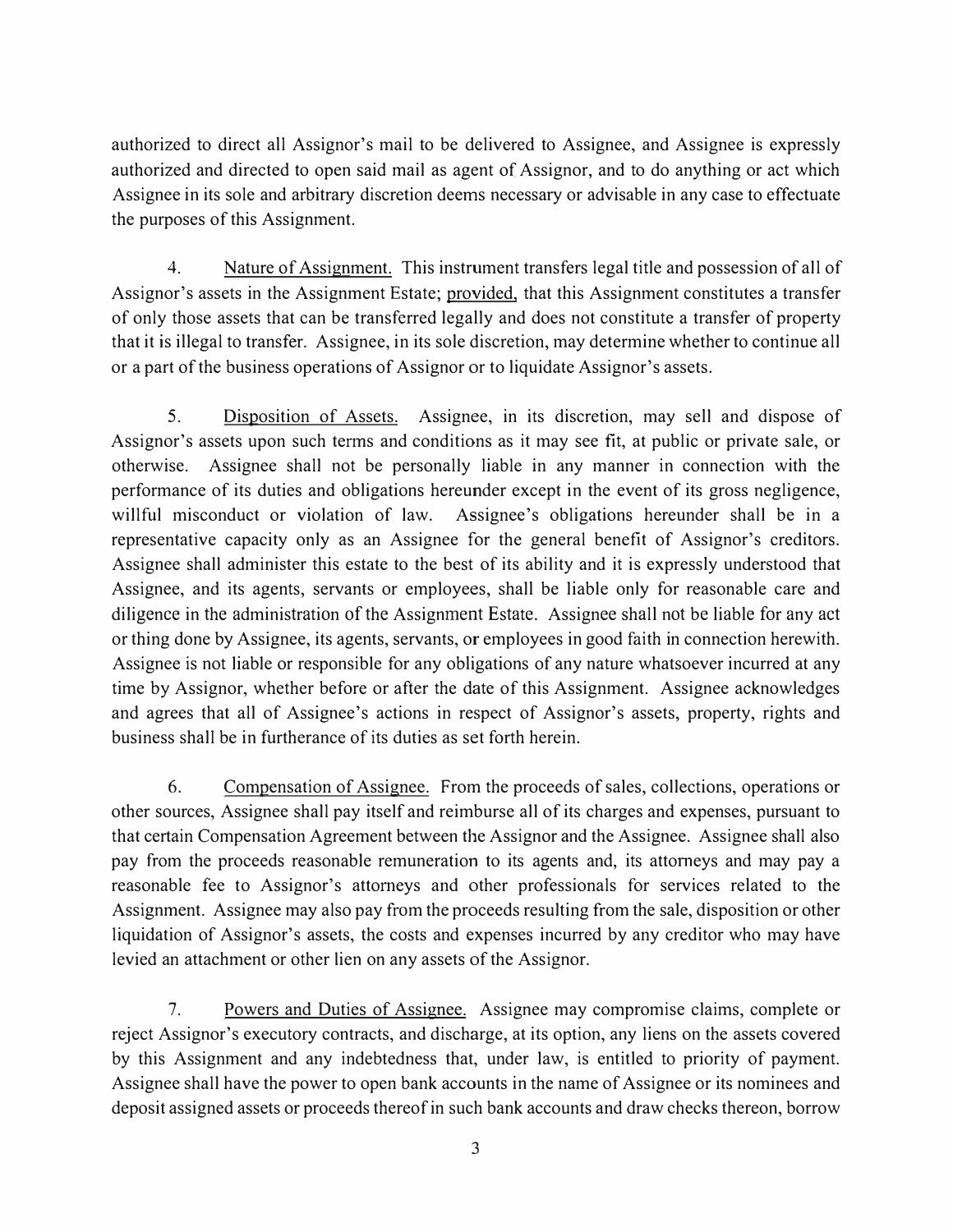authorized to direct all Assignor's mail to be delivered to Assignee, and Assignee is expressly authorized and directed to open said mail as agent of Assignor, and to do anything or act which Assignee in its sole and arbitrary discretion deems necessary or advisable in any case to effectuate the purposes of this Assignment.

4. Nature of Assignment. This instrument transfers legal title and possession of all of Assignor's assets in the Assignment Estate; provided, that this Assignment constitutes a transfer of only those assets that can be transferred legally and does not constitute a transfer of property that it is illegal to transfer. Assignee, in its sole discretion, may determine whether to continue all or a part of the business operations of Assignor or to liquidate Assignor's assets.

5. Disposition of Assets. Assignee, in its discretion, may sell and dispose of Assignor's assets upon such terms and conditions as it may see fit, at public or private sale, or otherwise. Assignee shall not be personally liable in any manner in connection with the performance of its duties and obligations hereunder except in the event of its gross negligence, willful misconduct or violation of law. Assignee's obligations hereunder shall be in a representative capacity only as an Assignee for the general benefit of Assignor's creditors. Assignee shall administer this estate to the best of its ability and it is expressly understood that Assignee, and its agents, servants or employees, shall be liable only for reasonable care and diligence in the administration of the Assignment Estate. Assignee shall not be liable for any act or thing done by Assignee, its agents, servants, or employees in good faith in connection herewith. Assignee is not liable or responsible for any obligations of any nature whatsoever incurred at any time by Assignor, whether before or after the date of this Assignment. Assignee acknowledges and agrees that all of Assignee's actions in respect of Assignor's assets, property, rights and business shall be in furtherance of its duties as set forth herein.

6. Compensation of Assignee. From the proceeds of sales, collections, operations or other sources, Assignee shall pay itself and reimburse all of its charges and expenses, pursuant to that certain Compensation Agreement between the Assignor and the Assignee. Assignee shall also pay from the proceeds reasonable remuneration to its agents and, its attorneys and may pay a reasonable fee to Assignor's attorneys and other professionals for services related to the Assignment. Assignee may also pay from the proceeds resulting from the sale, disposition or other liquidation of Assignor's assets, the costs and expenses incurred by any creditor who may have levied an attachment or other lien on any assets of the Assignor.

7. Powers and Duties of Assignee. Assignee may compromise claims, complete or reject Assignor's executory contracts, and discharge, at its option, any liens on the assets covered by this Assignment and any indebtedness that, under law, is entitled to priority of payment. Assignee shall have the power to open bank accounts in the name of Assignee or its nominees and deposit assigned assets or proceeds thereof in such bank accounts and draw checks thereon, borrow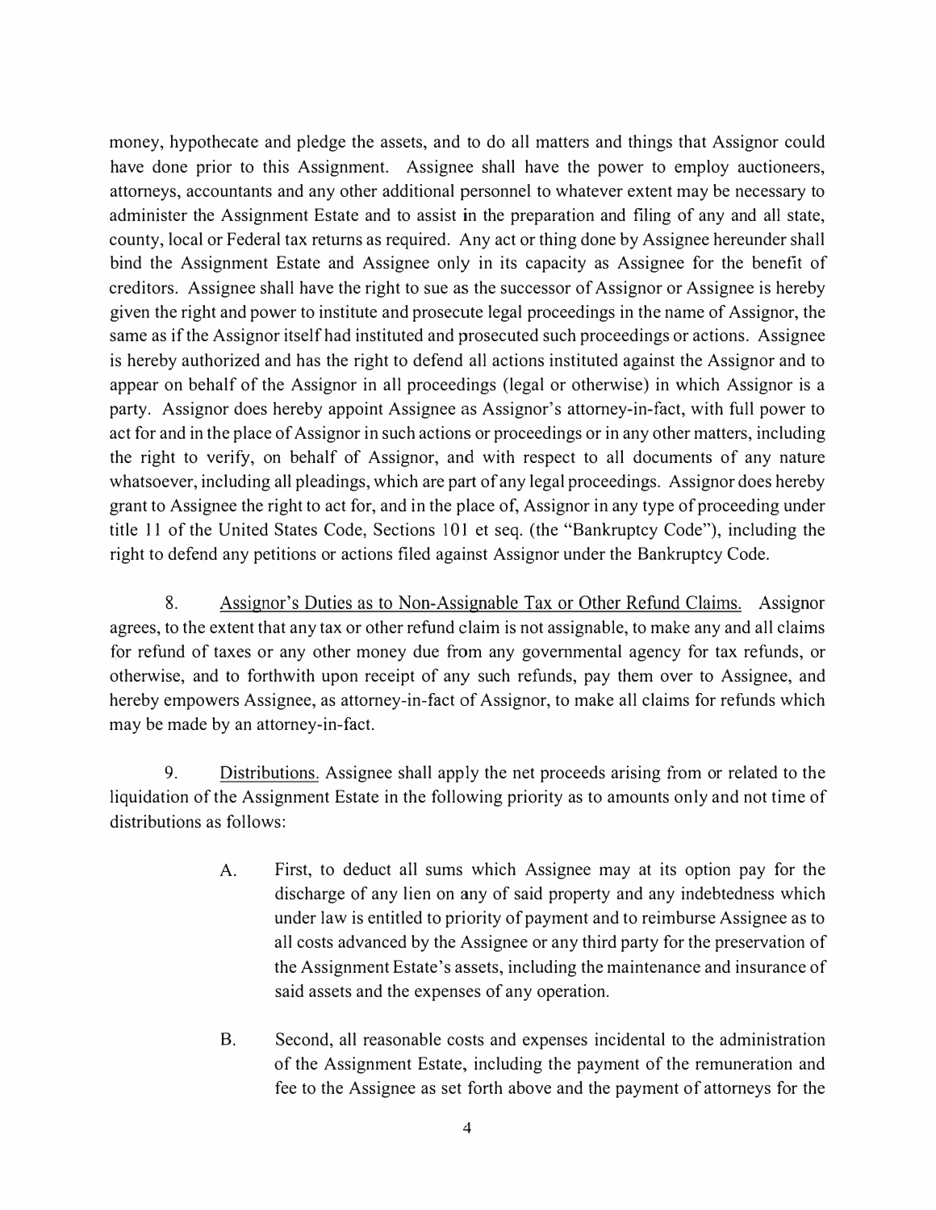money, hypothecate and pledge the assets, and to do all matters and things that Assignor could have done prior to this Assignment. Assignee shall have the power to employ auctioneers, attorneys, accountants and any other additional personnel to whatever extent may be necessary to administer the Assignment Estate and to assist in the preparation and filing of any and all state, county, local or Federal tax returns as required. Any act or thing done by Assignee hereunder shall bind the Assignment Estate and Assignee only in its capacity as Assignee for the benefit of creditors. Assignee shall have the right to sue as the successor of Assignor or Assignee is hereby given the right and power to institute and prosecute legal proceedings in the name of Assignor, the same as if the Assignor itself had instituted and prosecuted such proceedings or actions. Assignee is hereby authorized and has the right to defend all actions instituted against the Assignor and to appear on behalf of the Assignor in all proceedings (legal or otherwise) in which Assignor is a party. Assignor does hereby appoint Assignee as Assignor's attorney-in-fact, with full power to act for and in the place of Assignor in such actions or proceedings or in any other matters, including the right to verify, on behalf of Assignor, and with respect to all documents of any nature whatsoever, including all pleadings, which are part of any legal proceedings. Assignor does hereby grant to Assignee the right to act for, and in the place of, Assignor in any type of proceeding under title 11 of the United States Code, Sections 101 et seq. (the "Bankruptcy Code"), including the right to defend any petitions or actions filed against Assignor under the Bankruptcy Code.

8. Assignor's Duties as to Non-Assignable Tax or Other Refund Claims. Assignor agrees, to the extent that any tax or other refund claim is not assignable, to make any and all claims for refund of taxes or any other money due from any governmental agency for tax refunds, or otherwise, and to forthwith upon receipt of any such refunds, pay them over to Assignee, and hereby empowers Assignee, as attorney-in-fact of Assignor, to make all claims for refunds which may be made by an attorney-in-fact.

9. Distributions. Assignee shall apply the net proceeds arising from or related to the liquidation of the Assignment Estate in the following priority as to amounts only and not time of distributions as follows:

A. First, to deduct all sums which Assignee may at its option pay for the discharge of any lien on any of said property and any indebtedness which under law is entitled to priority of payment and to reimburse Assignee as to all costs advanced by the Assignee or any third party for the preservation of the Assignment Estate's assets, including the maintenance and insurance of said assets and the expenses of any operation.

B. Second, all reasonable costs and expenses incidental to the administration of the Assignment Estate, including the payment of the remuneration and fee to the Assignee as set forth above and the payment of attorneys for the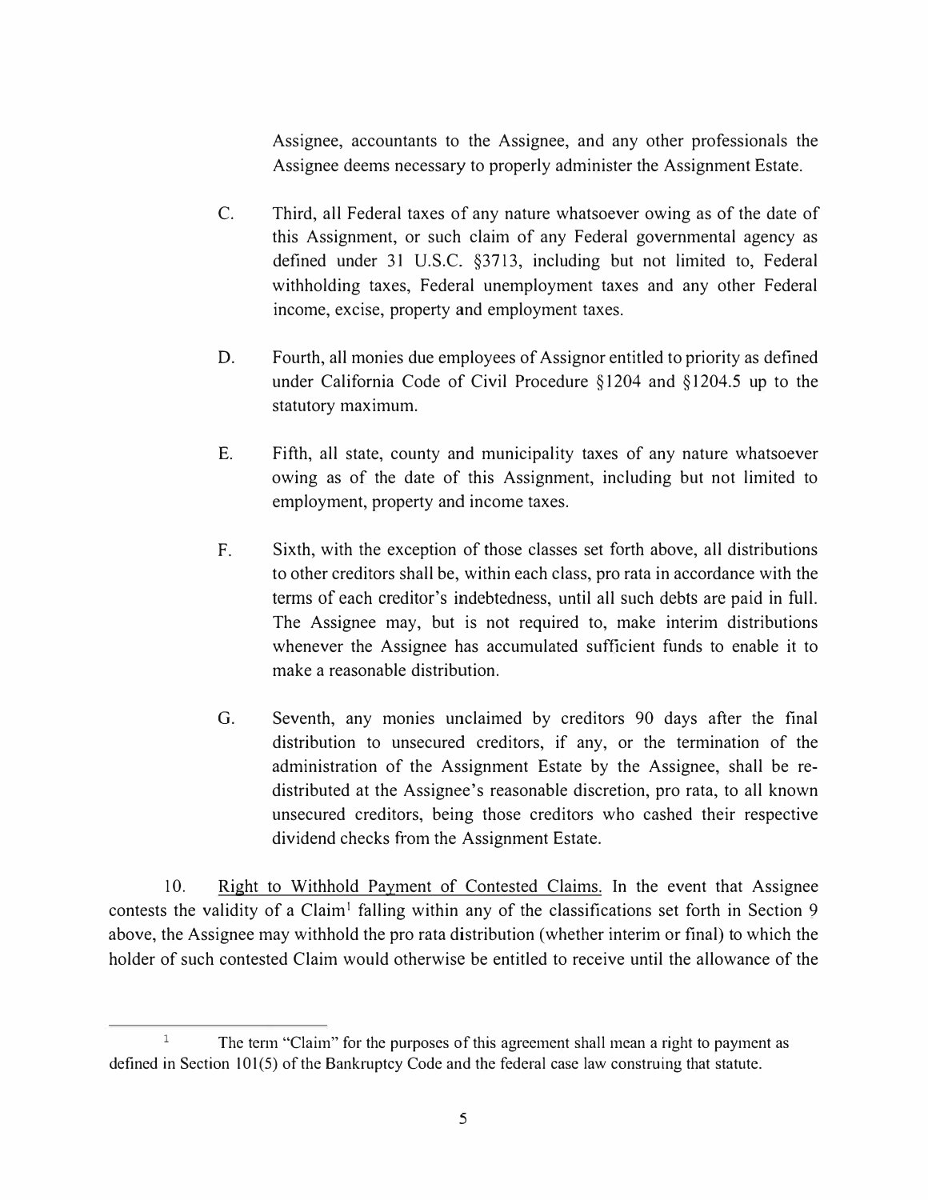Assignee, accountants to the Assignee, and any other professionals the Assignee deems necessary to properly administer the Assignment Estate.

C. Third, all Federal taxes of any nature whatsoever owing as of the date of this Assignment, or such claim of any Federal governmental agency as defined under 31 U.S.C. §3713, including but not limited to, Federal withholding taxes, Federal unemployment taxes and any other Federal income, excise, property and employment taxes.

D. Fourth, all monies due employees of Assignor entitled to priority as defined under California Code of Civil Procedure §1204 and §1204.5 up to the statutory maximum.

E. Fifth, all state, county and municipality taxes of any nature whatsoever owing as of the date of this Assignment, including but not limited to employment, property and income taxes.

F. Sixth, with the exception of those classes set forth above, all distributions to other creditors shall be, within each class, pro rata in accordance with the terms of each creditor's indebtedness, until all such debts are paid in full. The Assignee may, but is not required to, make interim distributions whenever the Assignee has accumulated sufficient funds to enable it to make a reasonable distribution.

G. Seventh, any monies unclaimed by creditors 90 days after the final distribution to unsecured creditors, if any, or the termination of the administration of the Assignment Estate by the Assignee, shall be re-distributed at the Assignee's reasonable discretion, pro rata, to all known unsecured creditors, being those creditors who cashed their respective dividend checks from the Assignment Estate.

10. Right to Withhold Payment of Contested Claims. In the event that Assignee contests the validity of a Claim[1] falling within any of the classifications set forth in Section 9 above, the Assignee may withhold the pro rata distribution (whether interim or final) to which the holder of such contested Claim would otherwise be entitled to receive until the allowance of the

[1] The term "Claim" for the purposes of this agreement shall mean a right to payment as defined in Section 101(5) of the Bankruptcy Code and the federal case law construing that statute.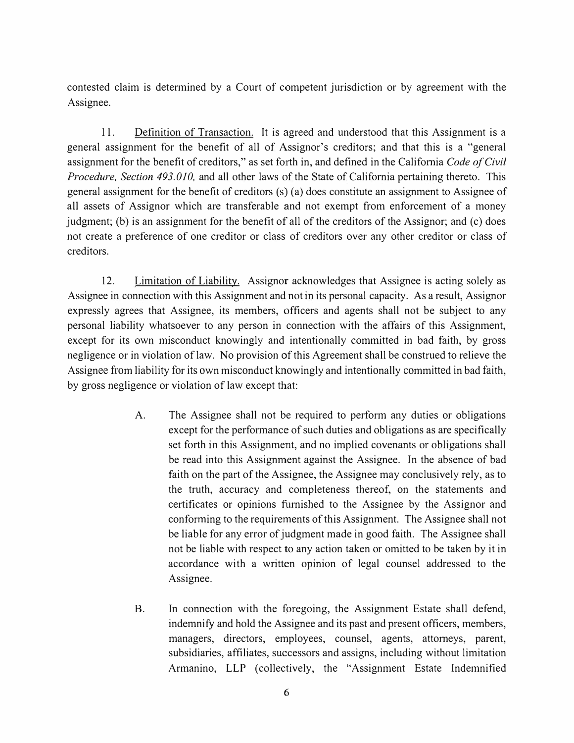contested claim is determined by a Court of competent jurisdiction or by agreement with the Assignee.

11. Definition of Transaction. It is agreed and understood that this Assignment is a general assignment for the benefit of all of Assignor's creditors; and that this is a "general assignment for the benefit of creditors," as set forth in, and defined in the California *Code of Civil Procedure, Section 493.010,* and all other laws of the State of California pertaining thereto. This general assignment for the benefit of creditors (s) (a) does constitute an assignment to Assignee of all assets of Assignor which are transferable and not exempt from enforcement of a money judgment; (b) is an assignment for the benefit of all of the creditors of the Assignor; and (c) does not create a preference of one creditor or class of creditors over any other creditor or class of creditors.

12. Limitation of Liability. Assignor acknowledges that Assignee is acting solely as Assignee in connection with this Assignment and not in its personal capacity. As a result, Assignor expressly agrees that Assignee, its members, officers and agents shall not be subject to any personal liability whatsoever to any person in connection with the affairs of this Assignment, except for its own misconduct knowingly and intentionally committed in bad faith, by gross negligence or in violation of law. No provision of this Agreement shall be construed to relieve the Assignee from liability for its own misconduct knowingly and intentionally committed in bad faith, by gross negligence or violation of law except that:

A. The Assignee shall not be required to perform any duties or obligations except for the performance of such duties and obligations as are specifically set forth in this Assignment, and no implied covenants or obligations shall be read into this Assignment against the Assignee. In the absence of bad faith on the part of the Assignee, the Assignee may conclusively rely, as to the truth, accuracy and completeness thereof, on the statements and certificates or opinions furnished to the Assignee by the Assignor and conforming to the requirements of this Assignment. The Assignee shall not be liable for any error of judgment made in good faith. The Assignee shall not be liable with respect to any action taken or omitted to be taken by it in accordance with a written opinion of legal counsel addressed to the Assignee.

B. In connection with the foregoing, the Assignment Estate shall defend, indemnify and hold the Assignee and its past and present officers, members, managers, directors, employees, counsel, agents, attorneys, parent, subsidiaries, affiliates, successors and assigns, including without limitation Armanino, LLP (collectively, the "Assignment Estate Indemnified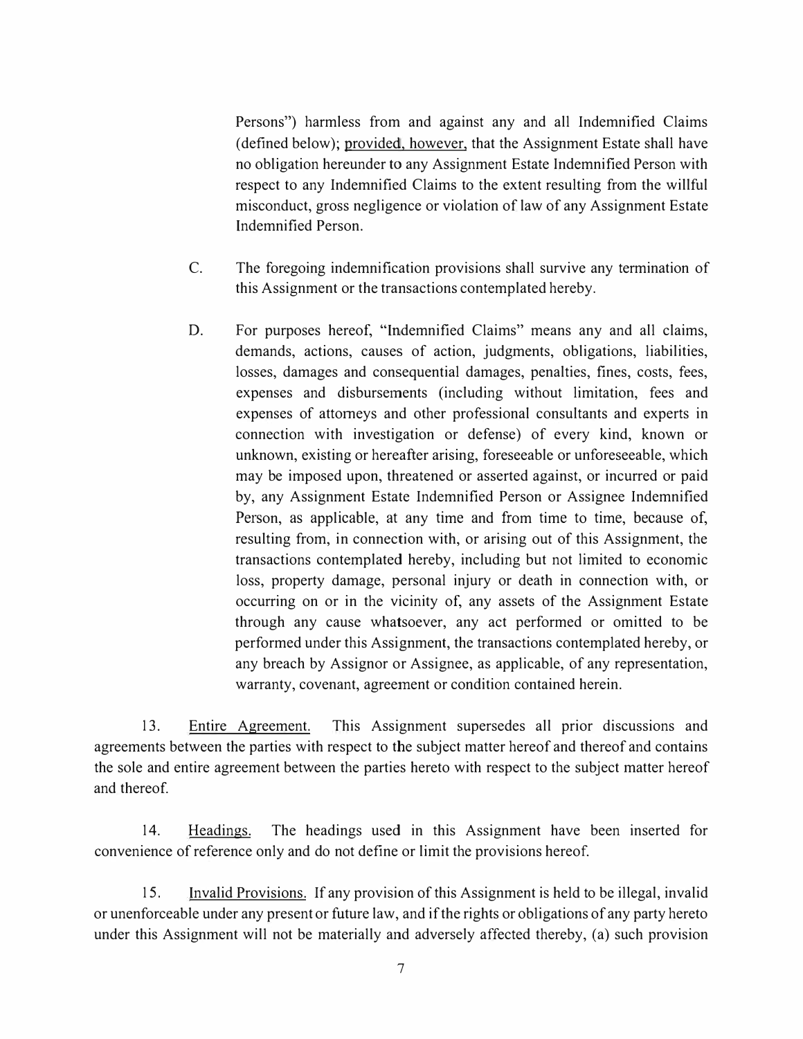Persons") harmless from and against any and all Indemnified Claims (defined below); provided, however, that the Assignment Estate shall have no obligation hereunder to any Assignment Estate Indemnified Person with respect to any Indemnified Claims to the extent resulting from the willful misconduct, gross negligence or violation of law of any Assignment Estate Indemnified Person.

C. The foregoing indemnification provisions shall survive any termination of this Assignment or the transactions contemplated hereby.

D. For purposes hereof, "Indemnified Claims" means any and all claims, demands, actions, causes of action, judgments, obligations, liabilities, losses, damages and consequential damages, penalties, fines, costs, fees, expenses and disbursements (including without limitation, fees and expenses of attorneys and other professional consultants and experts in connection with investigation or defense) of every kind, known or unknown, existing or hereafter arising, foreseeable or unforeseeable, which may be imposed upon, threatened or asserted against, or incurred or paid by, any Assignment Estate Indemnified Person or Assignee Indemnified Person, as applicable, at any time and from time to time, because of, resulting from, in connection with, or arising out of this Assignment, the transactions contemplated hereby, including but not limited to economic loss, property damage, personal injury or death in connection with, or occurring on or in the vicinity of, any assets of the Assignment Estate through any cause whatsoever, any act performed or omitted to be performed under this Assignment, the transactions contemplated hereby, or any breach by Assignor or Assignee, as applicable, of any representation, warranty, covenant, agreement or condition contained herein.

13. Entire Agreement. This Assignment supersedes all prior discussions and agreements between the parties with respect to the subject matter hereof and thereof and contains the sole and entire agreement between the parties hereto with respect to the subject matter hereof and thereof.

14. Headings. The headings used in this Assignment have been inserted for convenience of reference only and do not define or limit the provisions hereof.

15. Invalid Provisions. If any provision of this Assignment is held to be illegal, invalid or unenforceable under any present or future law, and if the rights or obligations of any party hereto under this Assignment will not be materially and adversely affected thereby, (a) such provision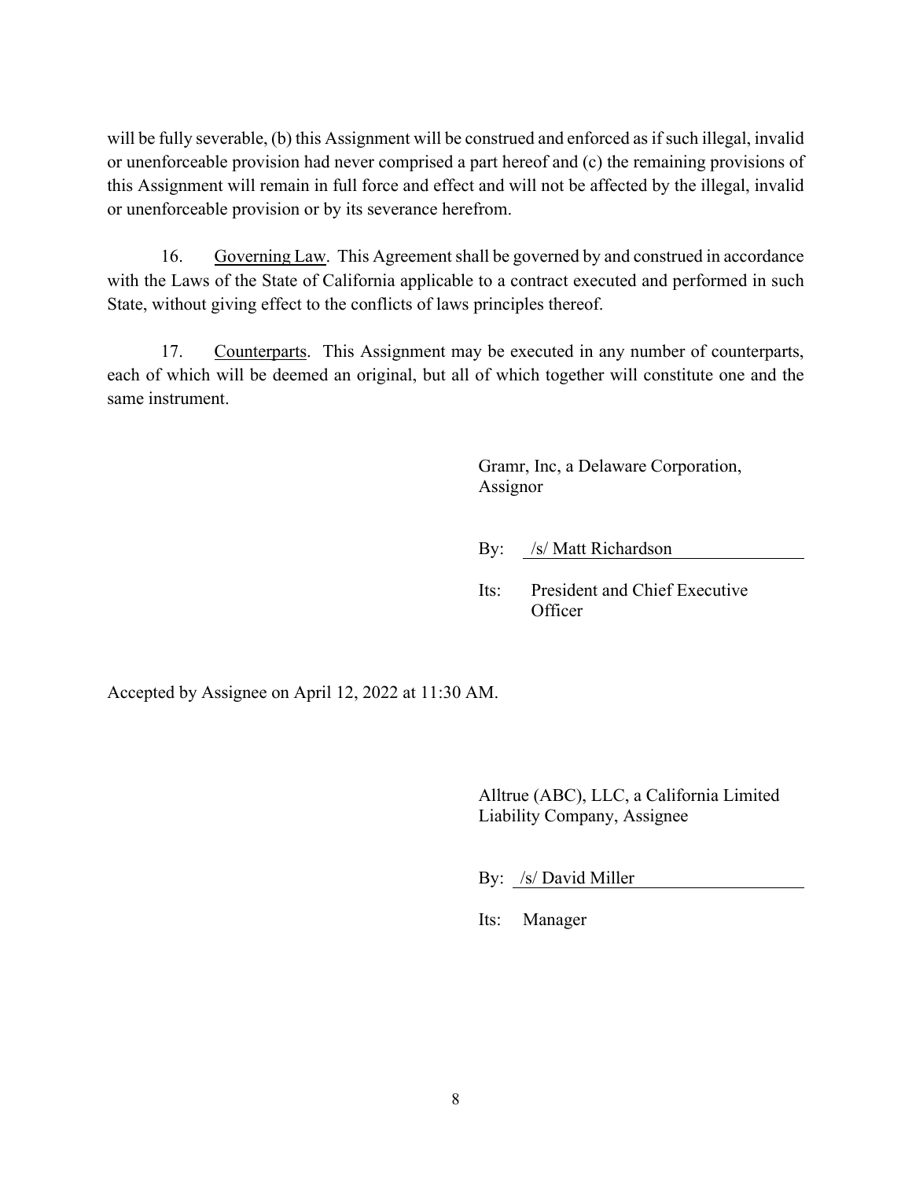will be fully severable, (b) this Assignment will be construed and enforced as if such illegal, invalid or unenforceable provision had never comprised a part hereof and (c) the remaining provisions of this Assignment will remain in full force and effect and will not be affected by the illegal, invalid or unenforceable provision or by its severance herefrom.

16. Governing Law. This Agreement shall be governed by and construed in accordance with the Laws of the State of California applicable to a contract executed and performed in such State, without giving effect to the conflicts of laws principles thereof.

17. Counterparts. This Assignment may be executed in any number of counterparts, each of which will be deemed an original, but all of which together will constitute one and the same instrument.

Gramr, Inc, a Delaware Corporation, Assignor

By: /s/ Matt Richardson

Its: President and Chief Executive Officer

Accepted by Assignee on April 12, 2022 at 11:30 AM.

Alltrue (ABC), LLC, a California Limited Liability Company, Assignee

By: /s/ David Miller

Its: Manager